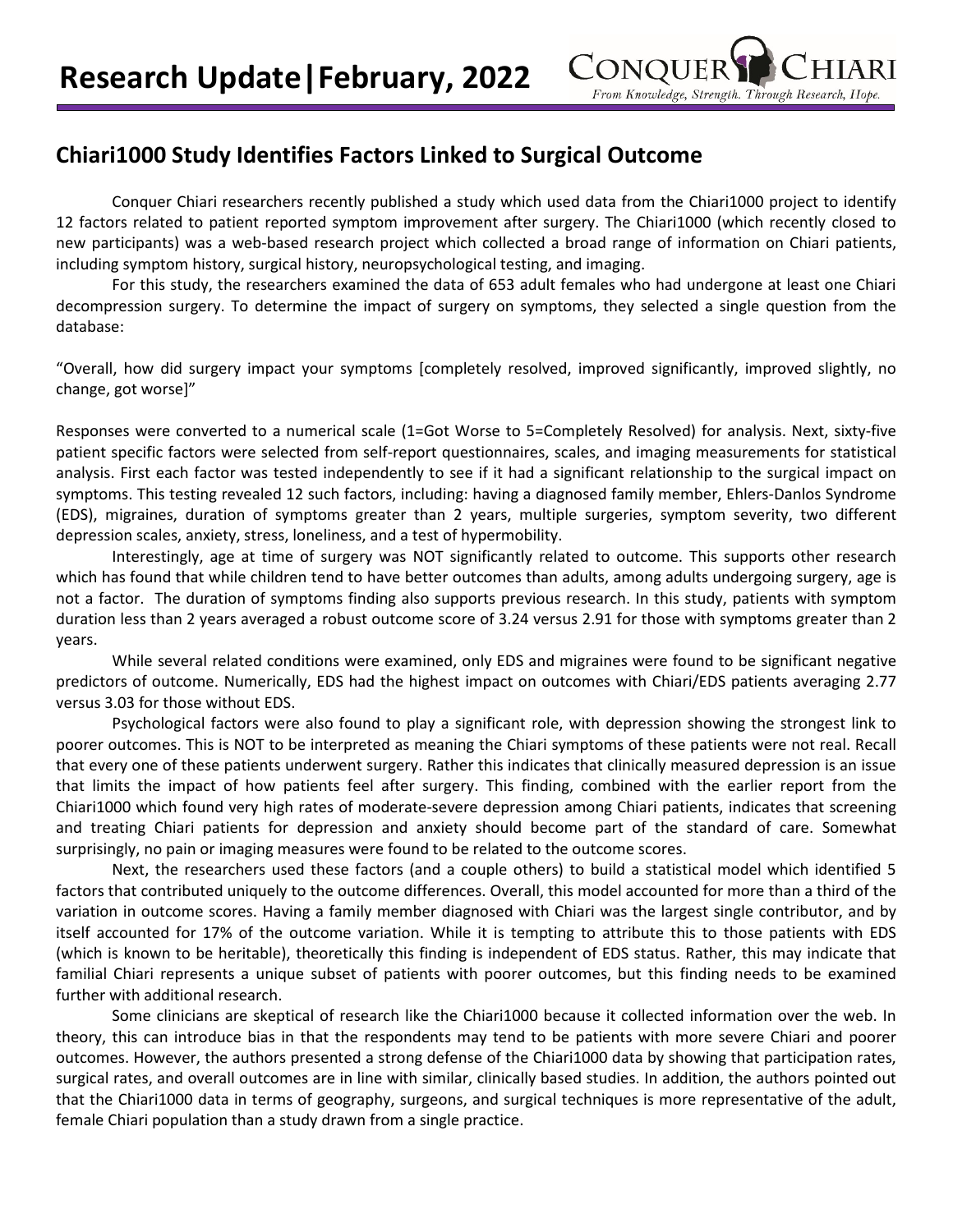# Research Update|February, 2022

## Chiari1000 Study Identifies Factors Linked to Surgical Outcome

Conquer Chiari researchers recently published a study which used data from the Chiari1000 project to identify 12 factors related to patient reported symptom improvement after surgery. The Chiari1000 (which recently closed to new participants) was a web-based research project which collected a broad range of information on Chiari patients, including symptom history, surgical history, neuropsychological testing, and imaging.

For this study, the researchers examined the data of 653 adult females who had undergone at least one Chiari decompression surgery. To determine the impact of surgery on symptoms, they selected a single question from the database:

"Overall, how did surgery impact your symptoms [completely resolved, improved significantly, improved slightly, no change, got worse]"

Responses were converted to a numerical scale (1=Got Worse to 5=Completely Resolved) for analysis. Next, sixty-five patient specific factors were selected from self-report questionnaires, scales, and imaging measurements for statistical analysis. First each factor was tested independently to see if it had a significant relationship to the surgical impact on symptoms. This testing revealed 12 such factors, including: having a diagnosed family member, Ehlers-Danlos Syndrome (EDS), migraines, duration of symptoms greater than 2 years, multiple surgeries, symptom severity, two different depression scales, anxiety, stress, loneliness, and a test of hypermobility.

Interestingly, age at time of surgery was NOT significantly related to outcome. This supports other research which has found that while children tend to have better outcomes than adults, among adults undergoing surgery, age is not a factor. The duration of symptoms finding also supports previous research. In this study, patients with symptom duration less than 2 years averaged a robust outcome score of 3.24 versus 2.91 for those with symptoms greater than 2 years.

While several related conditions were examined, only EDS and migraines were found to be significant negative predictors of outcome. Numerically, EDS had the highest impact on outcomes with Chiari/EDS patients averaging 2.77 versus 3.03 for those without EDS.

Psychological factors were also found to play a significant role, with depression showing the strongest link to poorer outcomes. This is NOT to be interpreted as meaning the Chiari symptoms of these patients were not real. Recall that every one of these patients underwent surgery. Rather this indicates that clinically measured depression is an issue that limits the impact of how patients feel after surgery. This finding, combined with the earlier report from the Chiari1000 which found very high rates of moderate-severe depression among Chiari patients, indicates that screening and treating Chiari patients for depression and anxiety should become part of the standard of care. Somewhat surprisingly, no pain or imaging measures were found to be related to the outcome scores.

Next, the researchers used these factors (and a couple others) to build a statistical model which identified 5 factors that contributed uniquely to the outcome differences. Overall, this model accounted for more than a third of the variation in outcome scores. Having a family member diagnosed with Chiari was the largest single contributor, and by itself accounted for 17% of the outcome variation. While it is tempting to attribute this to those patients with EDS (which is known to be heritable), theoretically this finding is independent of EDS status. Rather, this may indicate that familial Chiari represents a unique subset of patients with poorer outcomes, but this finding needs to be examined further with additional research.

Some clinicians are skeptical of research like the Chiari1000 because it collected information over the web. In theory, this can introduce bias in that the respondents may tend to be patients with more severe Chiari and poorer outcomes. However, the authors presented a strong defense of the Chiari1000 data by showing that participation rates, surgical rates, and overall outcomes are in line with similar, clinically based studies. In addition, the authors pointed out that the Chiari1000 data in terms of geography, surgeons, and surgical techniques is more representative of the adult, female Chiari population than a study drawn from a single practice.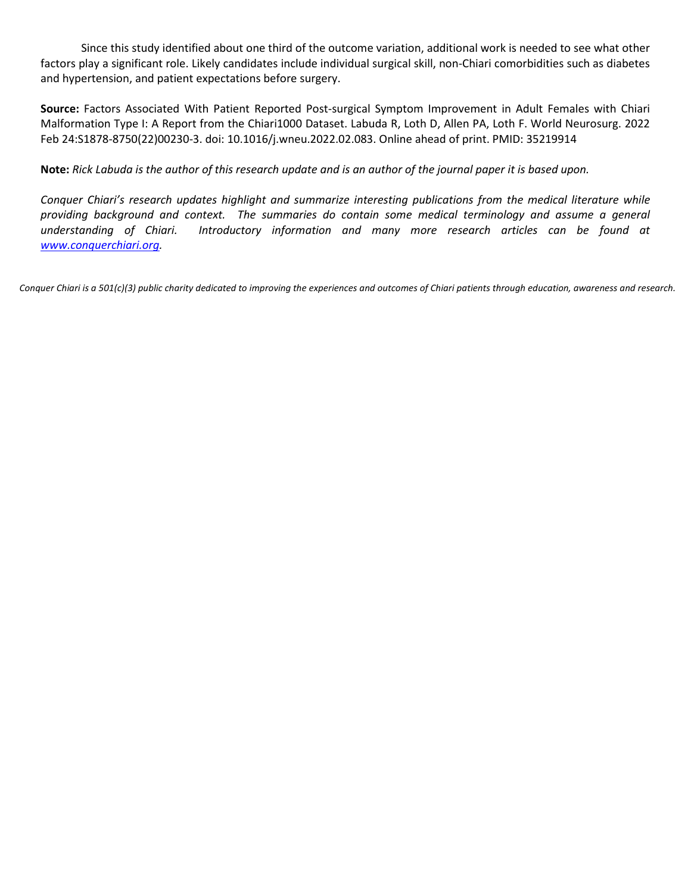Since this study identified about one third of the outcome variation, additional work is needed to see what other factors play a significant role. Likely candidates include individual surgical skill, non-Chiari comorbidities such as diabetes and hypertension, and patient expectations before surgery.

**Source:** Factors Associated With Patient Reported Post-surgical Symptom Improvement in Adult Females with Chiari Malformation Type I: A Report from the Chiari1000 Dataset. Labuda R, Loth D, Allen PA, Loth F. World Neurosurg. 2022 Feb 24:S1878-8750(22)00230-3. doi: 10.1016/j.wneu.2022.02.083. Online ahead of print. PMID: 35219914

**Note:** *Rick Labuda is the author of this research update and is an author of the journal paper it is based upon.*

*Conquer Chiari's research updates highlight and summarize interesting publications from the medical literature while providing background and context. The summaries do contain some medical terminology and assume a general understanding of Chiari. Introductory information and many more research articles can be found at [www.conquerchiari.org](http://www.conquerchiari.org).*

*Conquer Chiari is a 501(c)(3) public charity dedicated to improving the experiences and outcomes of Chiari patients through education, awareness and research.*